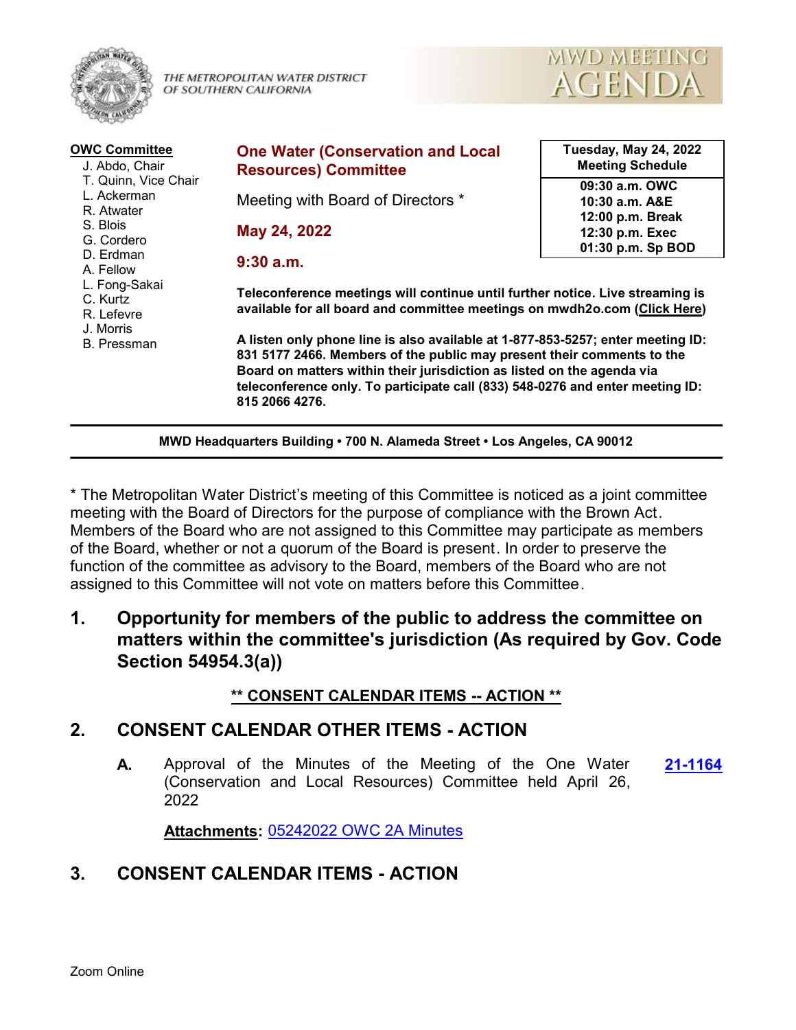THE METROPOLITAN WATER DISTRICT OF SOUTHERN CALIFORNIA

# MWD MEETING AGENDA

**OWC Committee**

- J. Abdo, Chair
- T. Quinn, Vice Chair
- L. Ackerman
- R. Atwater
- S. Blois
- G. Cordero
- D. Erdman
- A. Fellow
- L. Fong-Sakai
- C. Kurtz
- R. Lefevre
- J. Morris
- B. Pressman

## One Water (Conservation and Local Resources) Committee

Meeting with Board of Directors *

**May 24, 2022**

**9:30 a.m.**

| Tuesday, May 24, 2022 Meeting Schedule |
|---|
| 09:30 a.m. OWC |
| 10:30 a.m. A&E |
| 12:00 p.m. Break |
| 12:30 p.m. Exec |
| 01:30 p.m. Sp BOD |

**Teleconference meetings will continue until further notice. Live streaming is available for all board and committee meetings on mwdh2o.com (Click Here)**

**A listen only phone line is also available at 1-877-853-5257; enter meeting ID: 831 5177 2466. Members of the public may present their comments to the Board on matters within their jurisdiction as listed on the agenda via teleconference only. To participate call (833) 548-0276 and enter meeting ID: 815 2066 4276.**

**MWD Headquarters Building • 700 N. Alameda Street • Los Angeles, CA 90012**

* The Metropolitan Water District's meeting of this Committee is noticed as a joint committee meeting with the Board of Directors for the purpose of compliance with the Brown Act. Members of the Board who are not assigned to this Committee may participate as members of the Board, whether or not a quorum of the Board is present. In order to preserve the function of the committee as advisory to the Board, members of the Board who are not assigned to this Committee will not vote on matters before this Committee.

## 1. Opportunity for members of the public to address the committee on matters within the committee's jurisdiction (As required by Gov. Code Section 54954.3(a))

**** CONSENT CALENDAR ITEMS -- ACTION ****

## 2. CONSENT CALENDAR OTHER ITEMS - ACTION

**A.** Approval of the Minutes of the Meeting of the One Water (Conservation and Local Resources) Committee held April 26, 2022 **21-1164**

**Attachments:** 05242022 OWC 2A Minutes

## 3. CONSENT CALENDAR ITEMS - ACTION

Zoom Online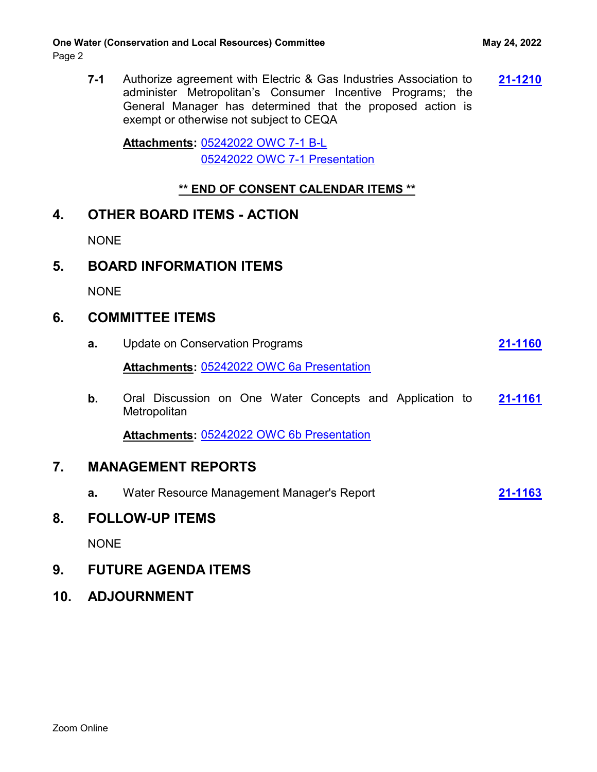**7-1** Authorize agreement with Electric & Gas Industries Association to administer Metropolitan's Consumer Incentive Programs; the General Manager has determined that the proposed action is exempt or otherwise not subject to CEQA **21-1210**

**Attachments:** 05242022 OWC 7-1 B-L
05242022 OWC 7-1 Presentation

**** END OF CONSENT CALENDAR ITEMS ****

## 4. OTHER BOARD ITEMS - ACTION

NONE

## 5. BOARD INFORMATION ITEMS

NONE

## 6. COMMITTEE ITEMS

**a.** Update on Conservation Programs **21-1160**

**Attachments:** 05242022 OWC 6a Presentation

**b.** Oral Discussion on One Water Concepts and Application to Metropolitan **21-1161**

**Attachments:** 05242022 OWC 6b Presentation

## 7. MANAGEMENT REPORTS

**a.** Water Resource Management Manager's Report **21-1163**

## 8. FOLLOW-UP ITEMS

NONE

## 9. FUTURE AGENDA ITEMS

## 10. ADJOURNMENT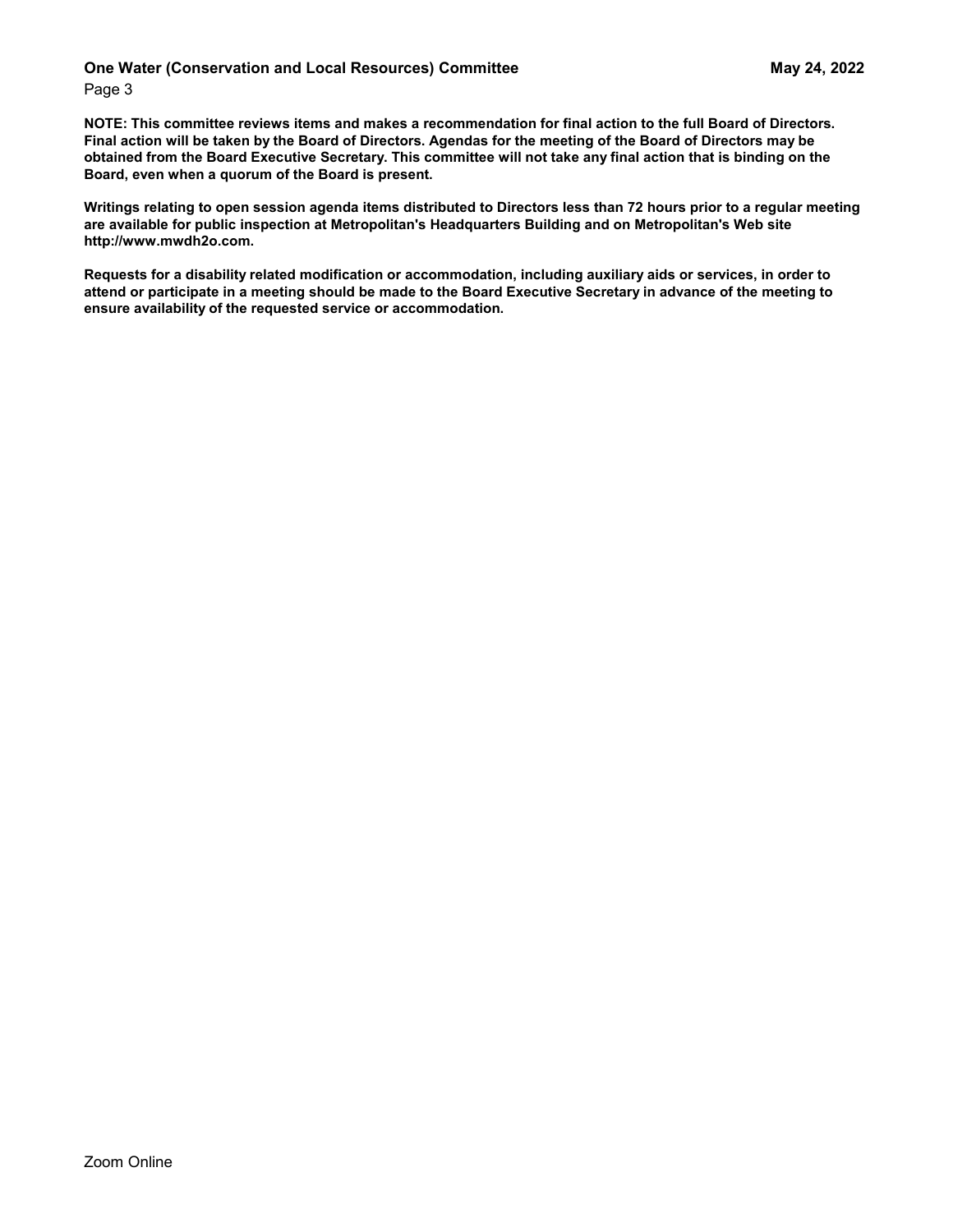**NOTE: This committee reviews items and makes a recommendation for final action to the full Board of Directors. Final action will be taken by the Board of Directors. Agendas for the meeting of the Board of Directors may be obtained from the Board Executive Secretary. This committee will not take any final action that is binding on the Board, even when a quorum of the Board is present.**

**Writings relating to open session agenda items distributed to Directors less than 72 hours prior to a regular meeting are available for public inspection at Metropolitan's Headquarters Building and on Metropolitan's Web site http://www.mwdh2o.com.**

**Requests for a disability related modification or accommodation, including auxiliary aids or services, in order to attend or participate in a meeting should be made to the Board Executive Secretary in advance of the meeting to ensure availability of the requested service or accommodation.**